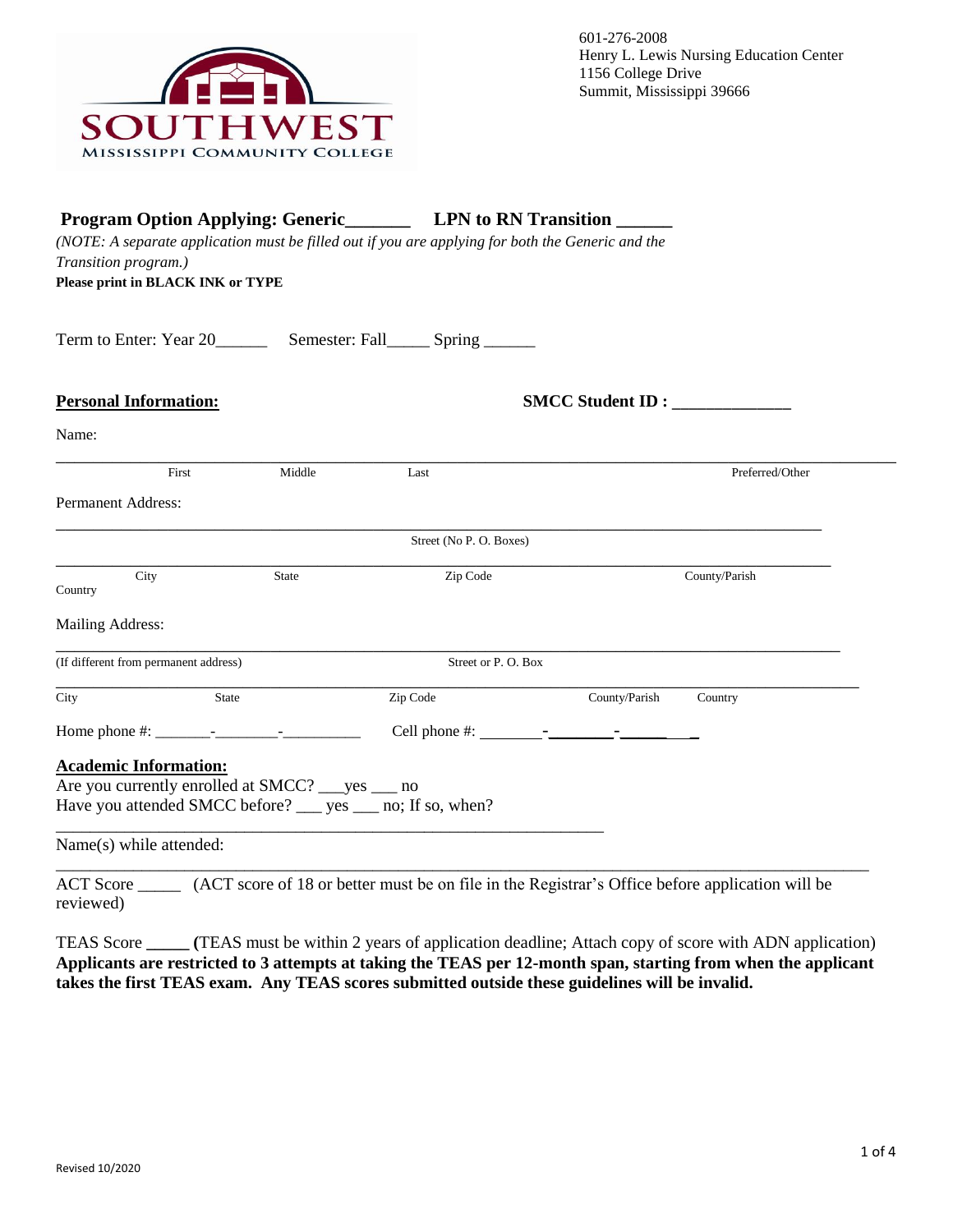SOUTHWEST
MISSISSIPPI COMMUNITY COLLEGE

601-276-2008
Henry L. Lewis Nursing Education Center
1156 College Drive
Summit, Mississippi 39666

**Program Option Applying: Generic______ LPN to RN Transition ______**

*(NOTE: A separate application must be filled out if you are applying for both the Generic and the Transition program.)*

**Please print in BLACK INK or TYPE**

Term to Enter: Year 20______ Semester: Fall_____ Spring ______

**Personal Information:** **SMCC Student ID : _____________**

Name:

_______________________________________________________________________________________

First Middle Last Preferred/Other

Permanent Address:

_______________________________________________________________________________________

Street (No P. O. Boxes)

_______________________________________________________________________________________

City State Zip Code County/Parish

Country

Mailing Address:

_______________________________________________________________________________________

(If different from permanent address) Street or P. O. Box

_______________________________________________________________________________________

City State Zip Code County/Parish Country

Home phone #: _______-________-_________ Cell phone #: ________-________-________

**Academic Information:**

Are you currently enrolled at SMCC? ___yes ___ no

Have you attended SMCC before? ___ yes ___ no; If so, when?

_______________________________________________________________

Name(s) while attended:

_______________________________________________________________________________________

ACT Score _____ (ACT score of 18 or better must be on file in the Registrar's Office before application will be reviewed)

TEAS Score _____ (TEAS must be within 2 years of application deadline; Attach copy of score with ADN application)
**Applicants are restricted to 3 attempts at taking the TEAS per 12-month span, starting from when the applicant takes the first TEAS exam. Any TEAS scores submitted outside these guidelines will be invalid.**

Revised 10/2020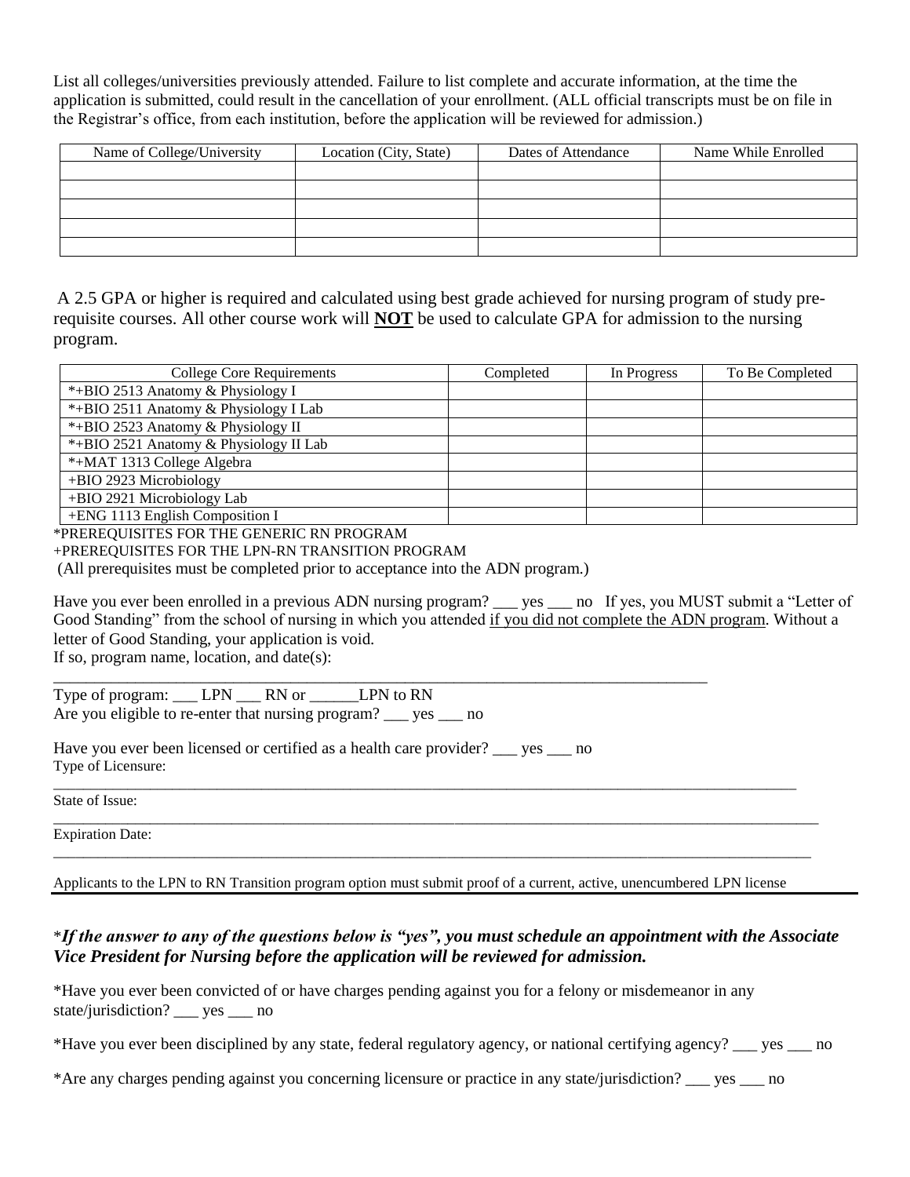List all colleges/universities previously attended. Failure to list complete and accurate information, at the time the application is submitted, could result in the cancellation of your enrollment. (ALL official transcripts must be on file in the Registrar's office, from each institution, before the application will be reviewed for admission.)

| Name of College/University | Location (City, State) | Dates of Attendance | Name While Enrolled |
|---|---|---|---|
| | | | |
| | | | |
| | | | |
| | | | |
| | | | |

A 2.5 GPA or higher is required and calculated using best grade achieved for nursing program of study pre-requisite courses. All other course work will **NOT** be used to calculate GPA for admission to the nursing program.

| College Core Requirements | Completed | In Progress | To Be Completed |
|---|---|---|---|
| *+BIO 2513 Anatomy & Physiology I | | | |
| *+BIO 2511 Anatomy & Physiology I Lab | | | |
| *+BIO 2523 Anatomy & Physiology II | | | |
| *+BIO 2521 Anatomy & Physiology II Lab | | | |
| *+MAT 1313 College Algebra | | | |
| +BIO 2923 Microbiology | | | |
| +BIO 2921 Microbiology Lab | | | |
| +ENG 1113 English Composition I | | | |

*PREREQUISITES FOR THE GENERIC RN PROGRAM

+PREREQUISITES FOR THE LPN-RN TRANSITION PROGRAM

(All prerequisites must be completed prior to acceptance into the ADN program.)

Have you ever been enrolled in a previous ADN nursing program? ___ yes ___ no If yes, you MUST submit a "Letter of Good Standing" from the school of nursing in which you attended <u>if you did not complete the ADN program</u>. Without a letter of Good Standing, your application is void.

If so, program name, location, and date(s):

_______________________________________________________________________________

Type of program: ___ LPN ___ RN or ______LPN to RN

Are you eligible to re-enter that nursing program? ___ yes ___ no

Have you ever been licensed or certified as a health care provider? ___ yes ___ no

Type of Licensure:

_______________________________________________________________________________

State of Issue:

_______________________________________________________________________________

Expiration Date:

_______________________________________________________________________________

Applicants to the LPN to RN Transition program option must submit proof of a current, active, unencumbered LPN license

****If the answer to any of the questions below is "yes", you must schedule an appointment with the Associate Vice President for Nursing before the application will be reviewed for admission.***

*Have you ever been convicted of or have charges pending against you for a felony or misdemeanor in any state/jurisdiction? ___ yes ___ no

*Have you ever been disciplined by any state, federal regulatory agency, or national certifying agency? ___ yes ___ no

*Are any charges pending against you concerning licensure or practice in any state/jurisdiction? ___ yes ___ no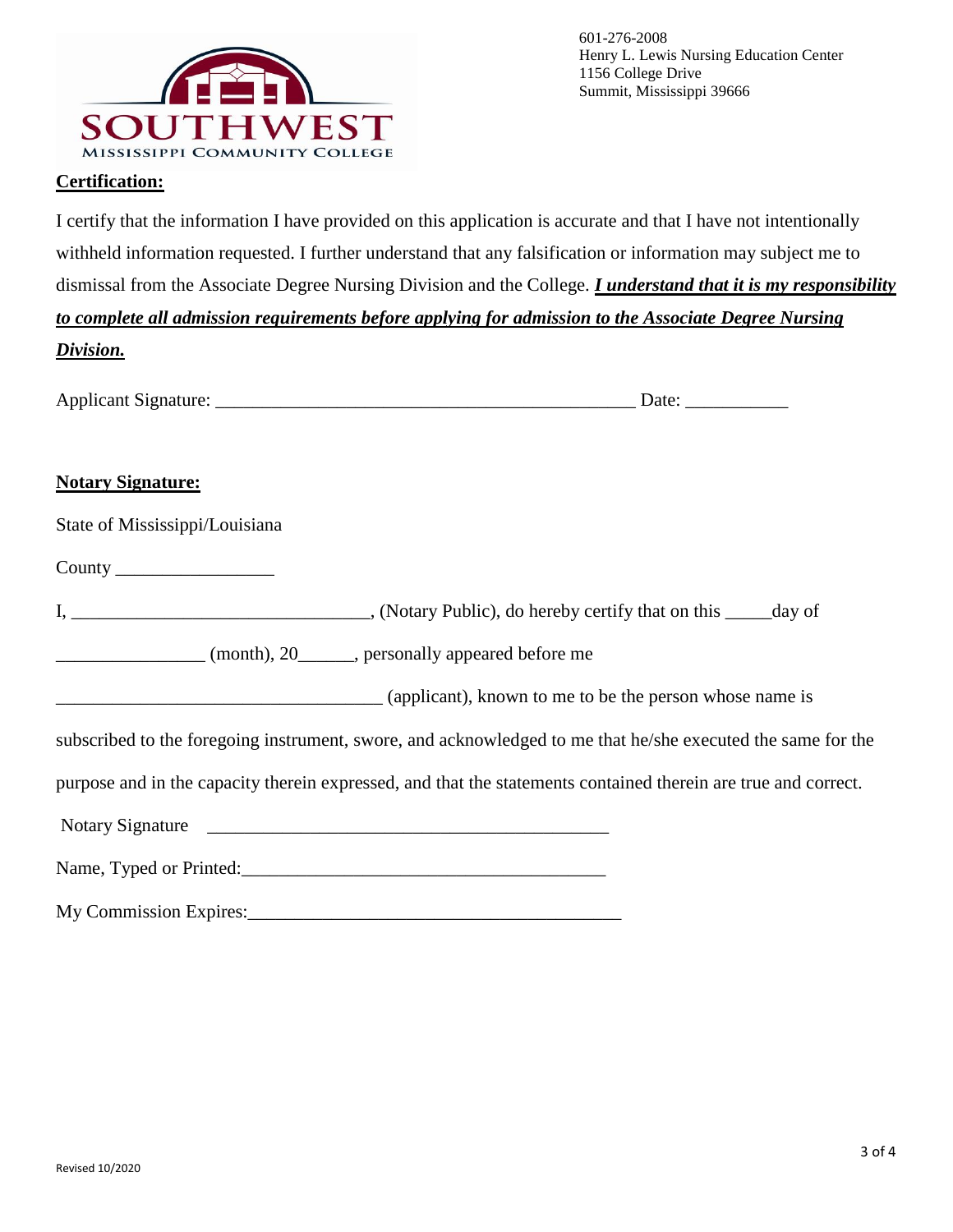601-276-2008
Henry L. Lewis Nursing Education Center
1156 College Drive
Summit, Mississippi 39666

**Certification:**

I certify that the information I have provided on this application is accurate and that I have not intentionally withheld information requested. I further understand that any falsification or information may subject me to dismissal from the Associate Degree Nursing Division and the College. ***I understand that it is my responsibility to complete all admission requirements before applying for admission to the Associate Degree Nursing Division.***

Applicant Signature: _____________________________________________ Date: ___________

**Notary Signature:**

State of Mississippi/Louisiana

County _________________

I, _______________________________, (Notary Public), do hereby certify that on this _____day of

________________ (month), 20______, personally appeared before me

__________________________________ (applicant), known to me to be the person whose name is

subscribed to the foregoing instrument, swore, and acknowledged to me that he/she executed the same for the purpose and in the capacity therein expressed, and that the statements contained therein are true and correct.

Notary Signature ____________________________________________

Name, Typed or Printed:_______________________________________

My Commission Expires:________________________________________

Revised 10/2020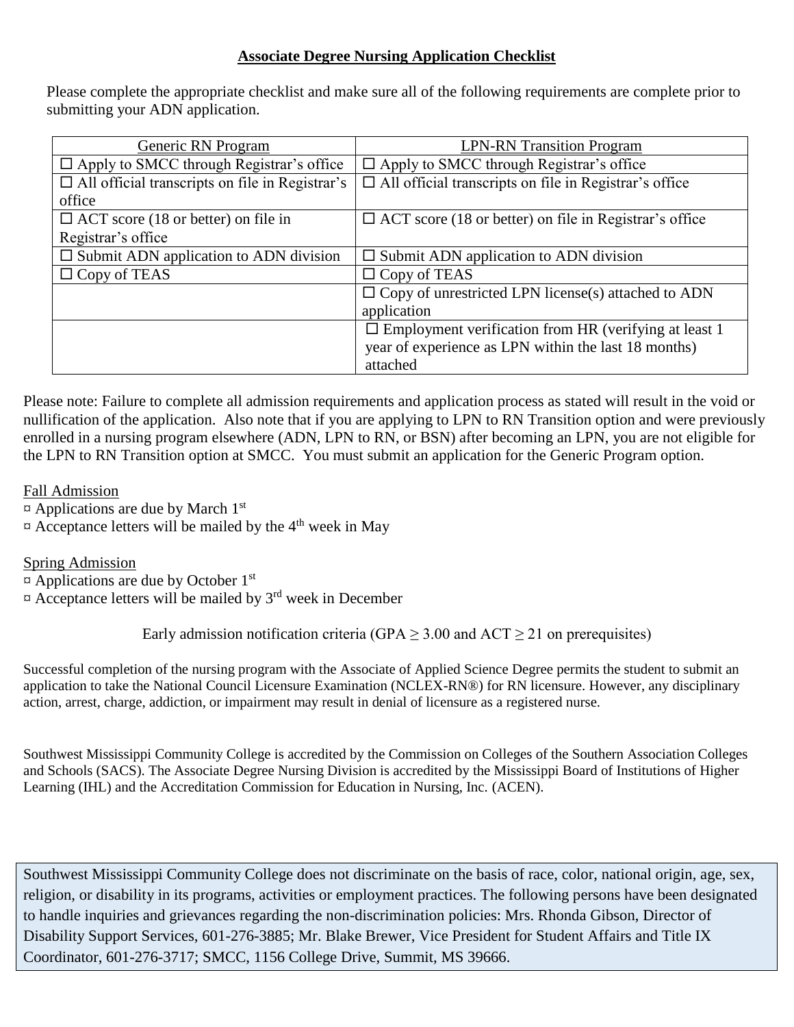**Associate Degree Nursing Application Checklist**

Please complete the appropriate checklist and make sure all of the following requirements are complete prior to submitting your ADN application.

| Generic RN Program | LPN-RN Transition Program |
|---|---|
| ☐ Apply to SMCC through Registrar's office | ☐ Apply to SMCC through Registrar's office |
| ☐ All official transcripts on file in Registrar's office | ☐ All official transcripts on file in Registrar's office |
| ☐ ACT score (18 or better) on file in Registrar's office | ☐ ACT score (18 or better) on file in Registrar's office |
| ☐ Submit ADN application to ADN division | ☐ Submit ADN application to ADN division |
| ☐ Copy of TEAS | ☐ Copy of TEAS |
| | ☐ Copy of unrestricted LPN license(s) attached to ADN application |
| | ☐ Employment verification from HR (verifying at least 1 year of experience as LPN within the last 18 months) attached |

Please note: Failure to complete all admission requirements and application process as stated will result in the void or nullification of the application. Also note that if you are applying to LPN to RN Transition option and were previously enrolled in a nursing program elsewhere (ADN, LPN to RN, or BSN) after becoming an LPN, you are not eligible for the LPN to RN Transition option at SMCC. You must submit an application for the Generic Program option.

Fall Admission

- ¤ Applications are due by March 1st
- ¤ Acceptance letters will be mailed by the 4th week in May

Spring Admission

- ¤ Applications are due by October 1st
- ¤ Acceptance letters will be mailed by 3rd week in December

Early admission notification criteria (GPA $\geq$ 3.00 and ACT $\geq$ 21 on prerequisites)

Successful completion of the nursing program with the Associate of Applied Science Degree permits the student to submit an application to take the National Council Licensure Examination (NCLEX-RN®) for RN licensure. However, any disciplinary action, arrest, charge, addiction, or impairment may result in denial of licensure as a registered nurse.

Southwest Mississippi Community College is accredited by the Commission on Colleges of the Southern Association Colleges and Schools (SACS). The Associate Degree Nursing Division is accredited by the Mississippi Board of Institutions of Higher Learning (IHL) and the Accreditation Commission for Education in Nursing, Inc. (ACEN).

Southwest Mississippi Community College does not discriminate on the basis of race, color, national origin, age, sex, religion, or disability in its programs, activities or employment practices. The following persons have been designated to handle inquiries and grievances regarding the non-discrimination policies: Mrs. Rhonda Gibson, Director of Disability Support Services, 601-276-3885; Mr. Blake Brewer, Vice President for Student Affairs and Title IX Coordinator, 601-276-3717; SMCC, 1156 College Drive, Summit, MS 39666.